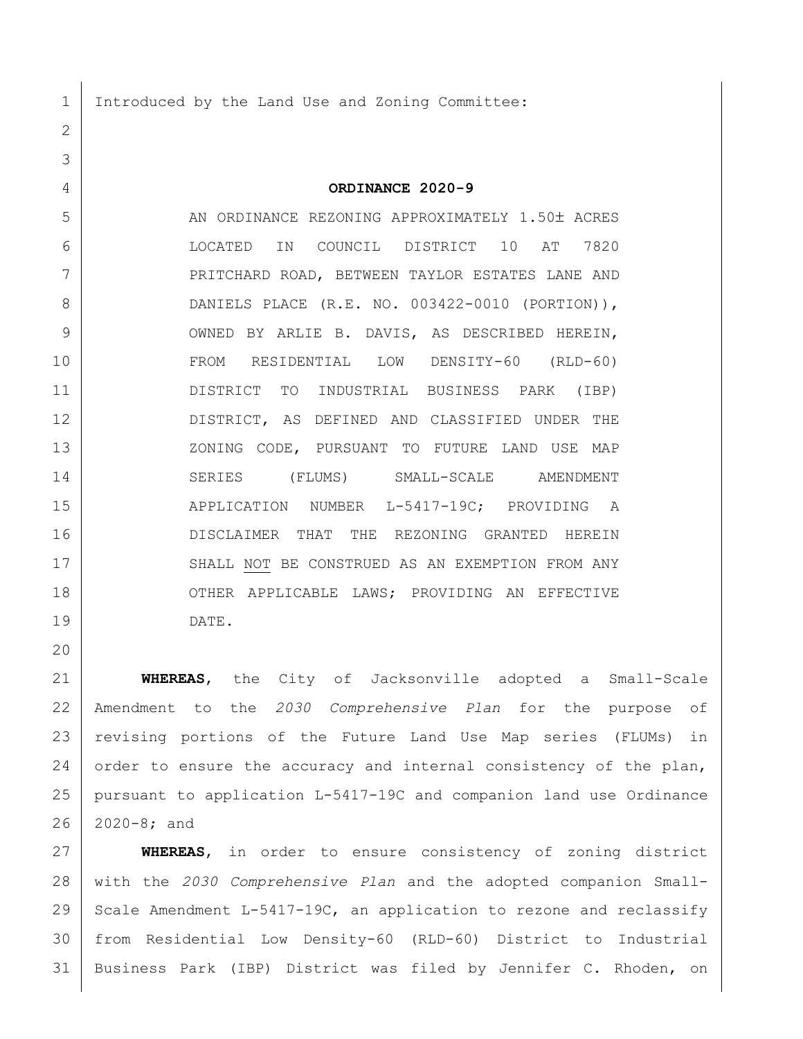Introduced by the Land Use and Zoning Committee:

**ORDINANCE 2020-9**

AN ORDINANCE REZONING APPROXIMATELY 1.50± ACRES LOCATED IN COUNCIL DISTRICT 10 AT 7820 PRITCHARD ROAD, BETWEEN TAYLOR ESTATES LANE AND DANIELS PLACE (R.E. NO. 003422-0010 (PORTION)), OWNED BY ARLIE B. DAVIS, AS DESCRIBED HEREIN, FROM RESIDENTIAL LOW DENSITY-60 (RLD-60) DISTRICT TO INDUSTRIAL BUSINESS PARK (IBP) DISTRICT, AS DEFINED AND CLASSIFIED UNDER THE ZONING CODE, PURSUANT TO FUTURE LAND USE MAP SERIES (FLUMS) SMALL-SCALE AMENDMENT APPLICATION NUMBER L-5417-19C; PROVIDING A DISCLAIMER THAT THE REZONING GRANTED HEREIN SHALL NOT BE CONSTRUED AS AN EXEMPTION FROM ANY OTHER APPLICABLE LAWS; PROVIDING AN EFFECTIVE DATE.

**WHEREAS**, the City of Jacksonville adopted a Small-Scale Amendment to the *2030 Comprehensive Plan* for the purpose of revising portions of the Future Land Use Map series (FLUMs) in order to ensure the accuracy and internal consistency of the plan, pursuant to application L-5417-19C and companion land use Ordinance 2020-8; and

**WHEREAS**, in order to ensure consistency of zoning district with the *2030 Comprehensive Plan* and the adopted companion Small-Scale Amendment L-5417-19C, an application to rezone and reclassify from Residential Low Density-60 (RLD-60) District to Industrial Business Park (IBP) District was filed by Jennifer C. Rhoden, on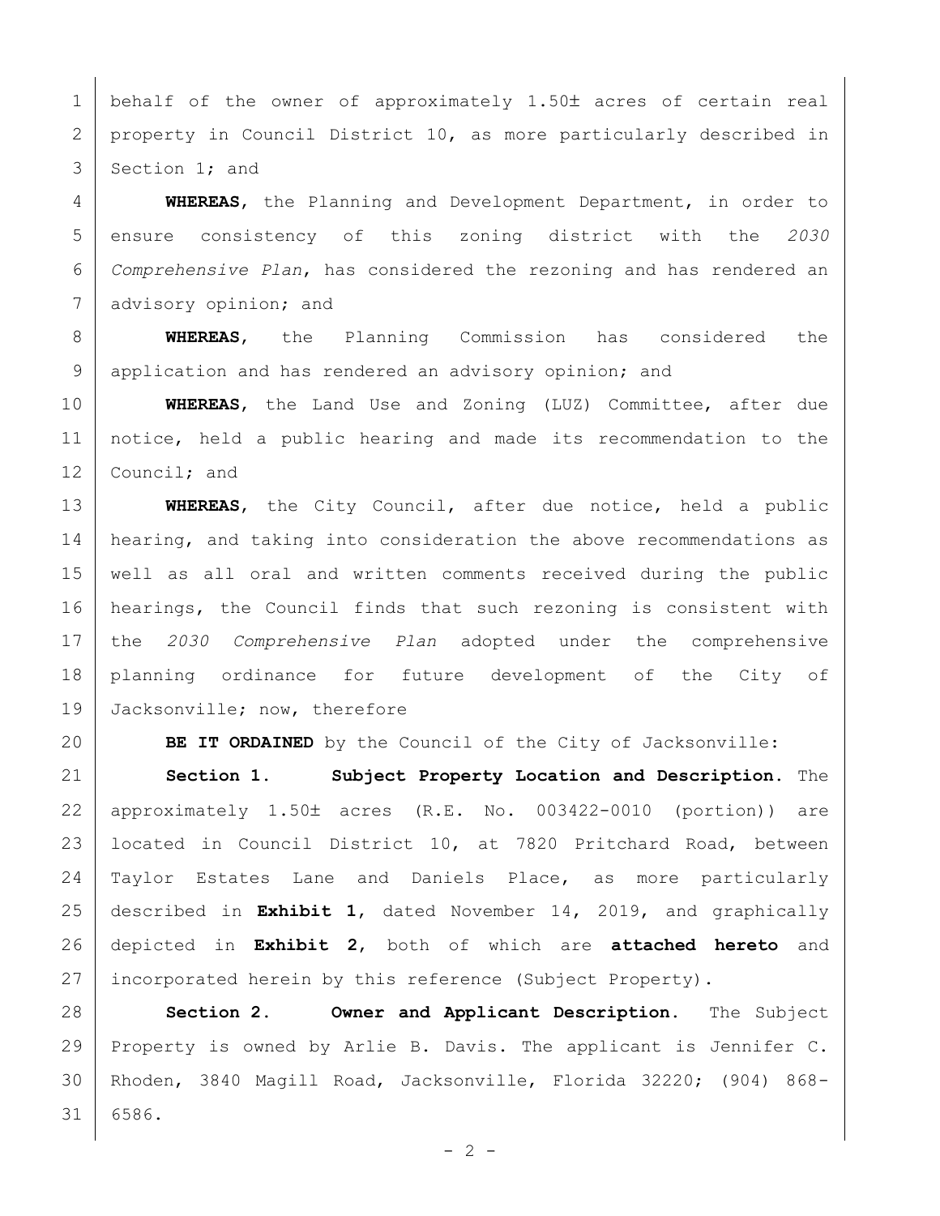behalf of the owner of approximately 1.50± acres of certain real property in Council District 10, as more particularly described in Section 1; and

**WHEREAS**, the Planning and Development Department, in order to ensure consistency of this zoning district with the *2030 Comprehensive Plan*, has considered the rezoning and has rendered an advisory opinion; and

**WHEREAS**, the Planning Commission has considered the application and has rendered an advisory opinion; and

**WHEREAS**, the Land Use and Zoning (LUZ) Committee, after due notice, held a public hearing and made its recommendation to the Council; and

**WHEREAS**, the City Council, after due notice, held a public hearing, and taking into consideration the above recommendations as well as all oral and written comments received during the public hearings, the Council finds that such rezoning is consistent with the *2030 Comprehensive Plan* adopted under the comprehensive planning ordinance for future development of the City of Jacksonville; now, therefore

**BE IT ORDAINED** by the Council of the City of Jacksonville:

**Section 1. Subject Property Location and Description.** The approximately 1.50± acres (R.E. No. 003422-0010 (portion)) are located in Council District 10, at 7820 Pritchard Road, between Taylor Estates Lane and Daniels Place, as more particularly described in **Exhibit 1**, dated November 14, 2019, and graphically depicted in **Exhibit 2**, both of which are **attached hereto** and incorporated herein by this reference (Subject Property).

**Section 2. Owner and Applicant Description.** The Subject Property is owned by Arlie B. Davis. The applicant is Jennifer C. Rhoden, 3840 Magill Road, Jacksonville, Florida 32220; (904) 868-6586.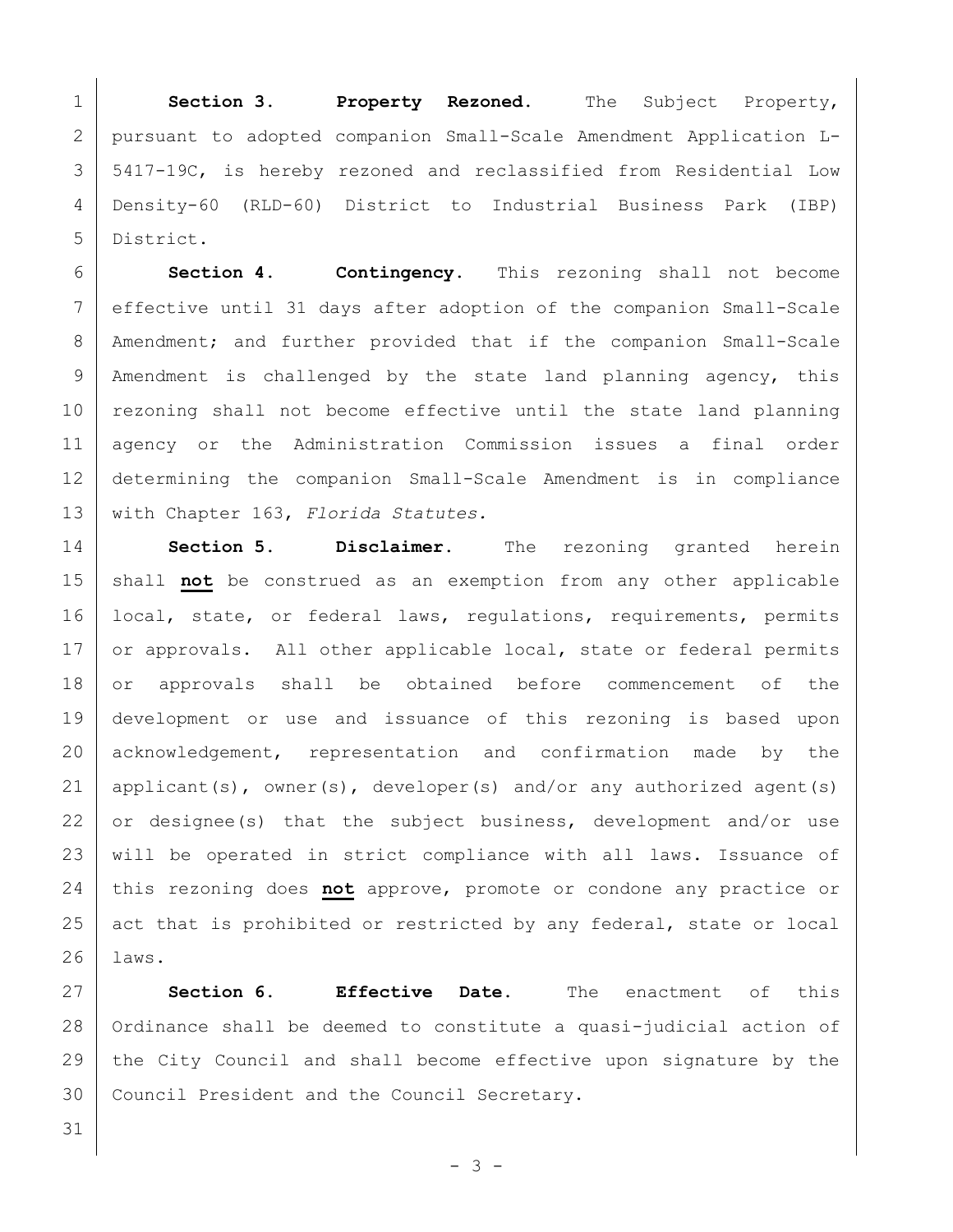**Section 3. Property Rezoned.** The Subject Property, pursuant to adopted companion Small-Scale Amendment Application L-5417-19C, is hereby rezoned and reclassified from Residential Low Density-60 (RLD-60) District to Industrial Business Park (IBP) District.

**Section 4. Contingency.** This rezoning shall not become effective until 31 days after adoption of the companion Small-Scale Amendment; and further provided that if the companion Small-Scale Amendment is challenged by the state land planning agency, this rezoning shall not become effective until the state land planning agency or the Administration Commission issues a final order determining the companion Small-Scale Amendment is in compliance with Chapter 163, *Florida Statutes.*

**Section 5. Disclaimer.** The rezoning granted herein shall **not** be construed as an exemption from any other applicable local, state, or federal laws, regulations, requirements, permits or approvals. All other applicable local, state or federal permits or approvals shall be obtained before commencement of the development or use and issuance of this rezoning is based upon acknowledgement, representation and confirmation made by the applicant(s), owner(s), developer(s) and/or any authorized agent(s) or designee(s) that the subject business, development and/or use will be operated in strict compliance with all laws. Issuance of this rezoning does **not** approve, promote or condone any practice or act that is prohibited or restricted by any federal, state or local laws.

**Section 6. Effective Date.** The enactment of this Ordinance shall be deemed to constitute a quasi-judicial action of the City Council and shall become effective upon signature by the Council President and the Council Secretary.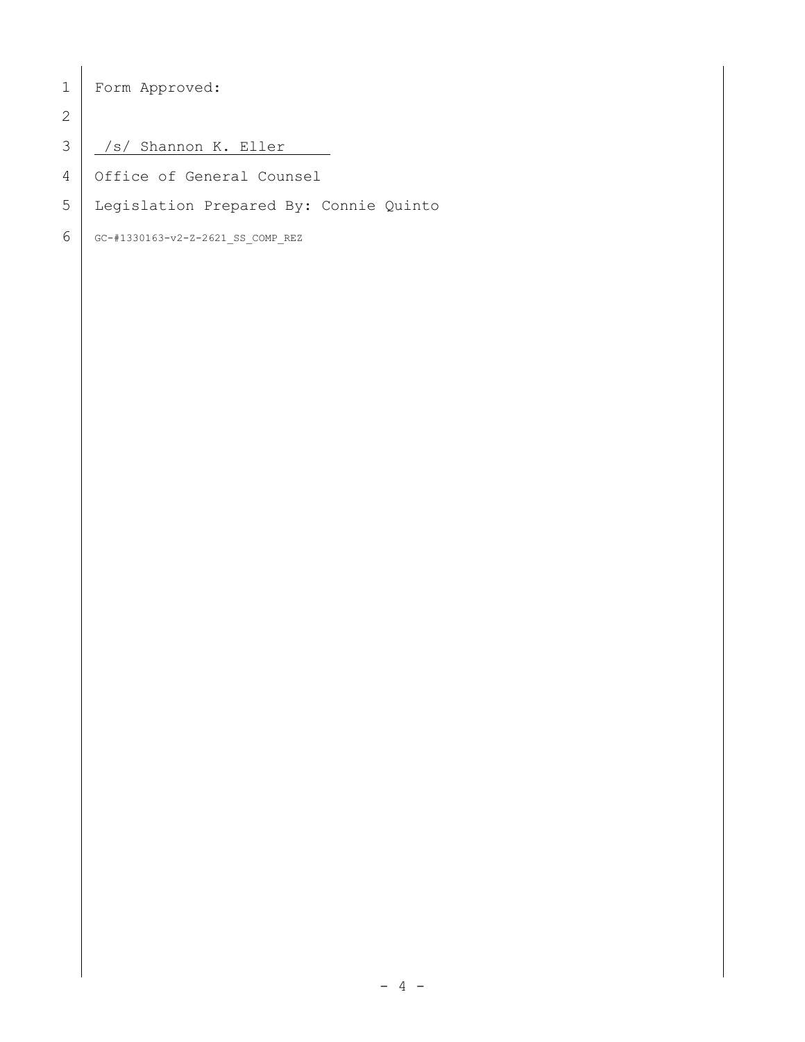Form Approved:

/s/ Shannon K. Eller

Office of General Counsel

Legislation Prepared By: Connie Quinto

GC-#1330163-v2-Z-2621_SS_COMP_REZ